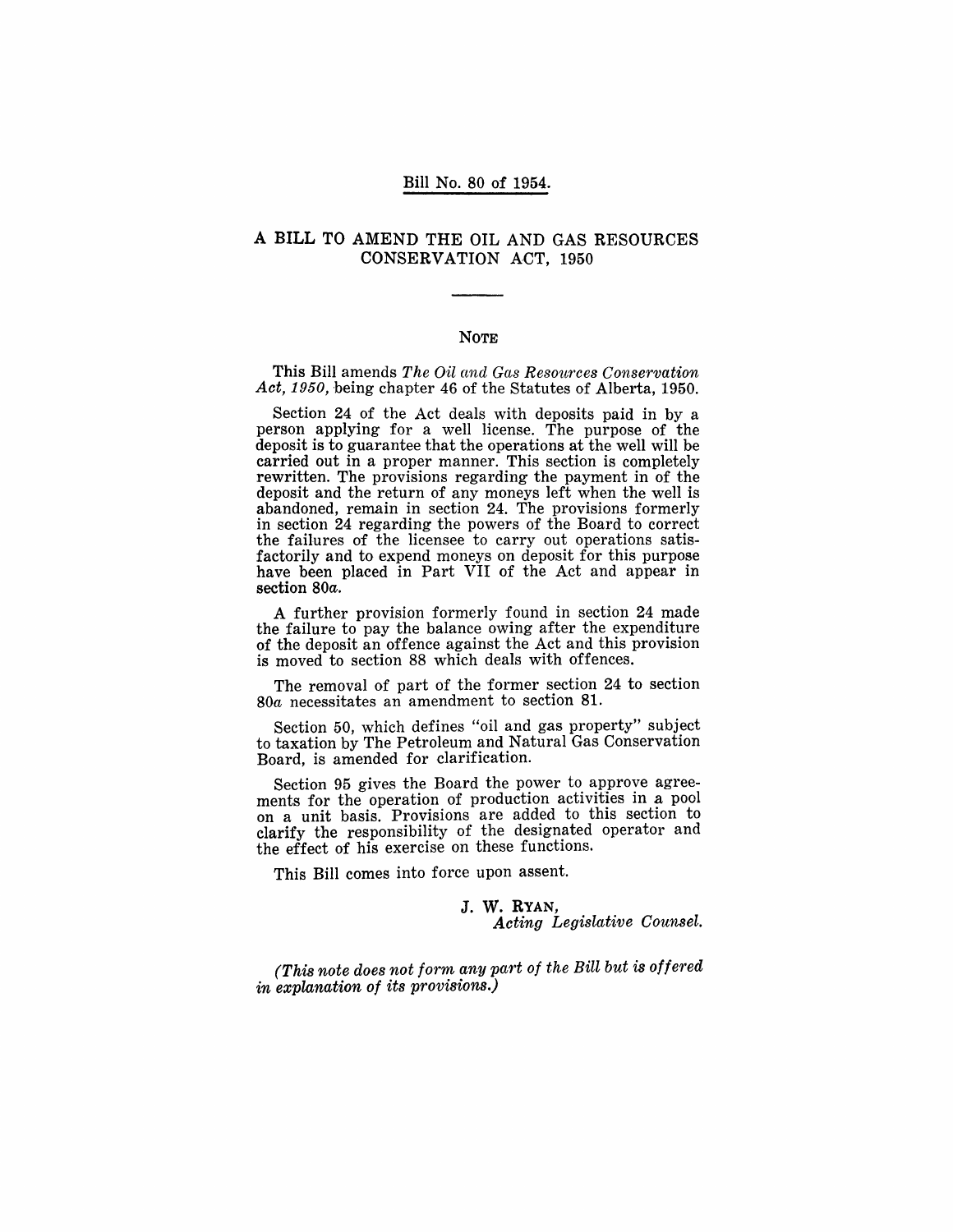Bill No. 80 of 1954.

# A BILL TO AMEND THE OIL AND GAS RESOURCES CONSERVATION ACT, 1950

## NOTE

This Bill amends *The Oil and Gas Resources Conservation Act, 1950*, being chapter 46 of the Statutes of Alberta, 1950.

Section 24 of the Act deals with deposits paid in by a person applying for a well license. The purpose of the deposit is to guarantee that the operations at the well will be carried out in a proper manner. This section is completely rewritten. The provisions regarding the payment in of the deposit and the return of any moneys left when the well is abandoned, remain in section 24. The provisions formerly in section 24 regarding the powers of the Board to correct the failures of the licensee to carry out operations satisfactorily and to expend moneys on deposit for this purpose have been placed in Part VII of the Act and appear in section 80*a*.

A further provision formerly found in section 24 made the failure to pay the balance owing after the expenditure of the deposit an offence against the Act and this provision is moved to section 88 which deals with offences.

The removal of part of the former section 24 to section 80*a* necessitates an amendment to section 81.

Section 50, which defines "oil and gas property" subject to taxation by The Petroleum and Natural Gas Conservation Board, is amended for clarification.

Section 95 gives the Board the power to approve agreements for the operation of production activities in a pool on a unit basis. Provisions are added to this section to clarify the responsibility of the designated operator and the effect of his exercise on these functions.

This Bill comes into force upon assent.

J. W. RYAN,
*Acting Legislative Counsel.*

*(This note does not form any part of the Bill but is offered in explanation of its provisions.)*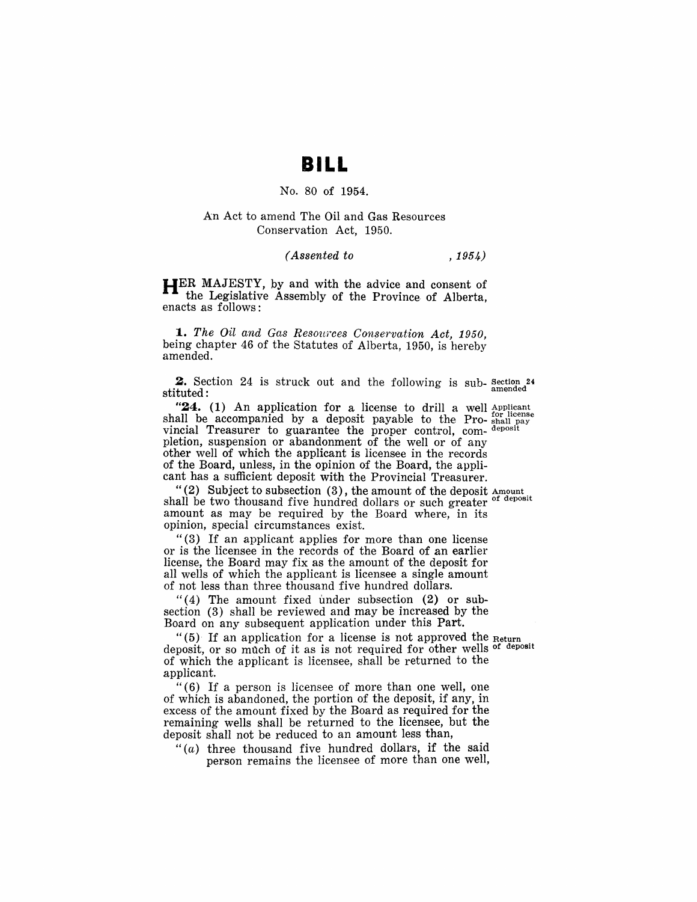# BILL

No. 80 of 1954.

An Act to amend The Oil and Gas Resources Conservation Act, 1950.

*(Assented to , 1954)*

HER MAJESTY, by and with the advice and consent of the Legislative Assembly of the Province of Alberta, enacts as follows:

**1.** *The Oil and Gas Resources Conservation Act, 1950,* being chapter 46 of the Statutes of Alberta, 1950, is hereby amended.

**2.** Section 24 is struck out and the following is substituted:

*Section 24 amended*

"**24.** (1) An application for a license to drill a well shall be accompanied by a deposit payable to the Provincial Treasurer to guarantee the proper control, completion, suspension or abandonment of the well or of any other well of which the applicant is licensee in the records of the Board, unless, in the opinion of the Board, the applicant has a sufficient deposit with the Provincial Treasurer.

*Applicant for license shall pay deposit*

"(2) Subject to subsection (3), the amount of the deposit shall be two thousand five hundred dollars or such greater amount as may be required by the Board where, in its opinion, special circumstances exist.

*Amount of deposit*

"(3) If an applicant applies for more than one license or is the licensee in the records of the Board of an earlier license, the Board may fix as the amount of the deposit for all wells of which the applicant is licensee a single amount of not less than three thousand five hundred dollars.

"(4) The amount fixed under subsection (2) or subsection (3) shall be reviewed and may be increased by the Board on any subsequent application under this Part.

"(5) If an application for a license is not approved the deposit, or so much of it as is not required for other wells of which the applicant is licensee, shall be returned to the applicant.

*Return of deposit*

"(6) If a person is licensee of more than one well, one of which is abandoned, the portion of the deposit, if any, in excess of the amount fixed by the Board as required for the remaining wells shall be returned to the licensee, but the deposit shall not be reduced to an amount less than,

"(*a*) three thousand five hundred dollars, if the said person remains the licensee of more than one well,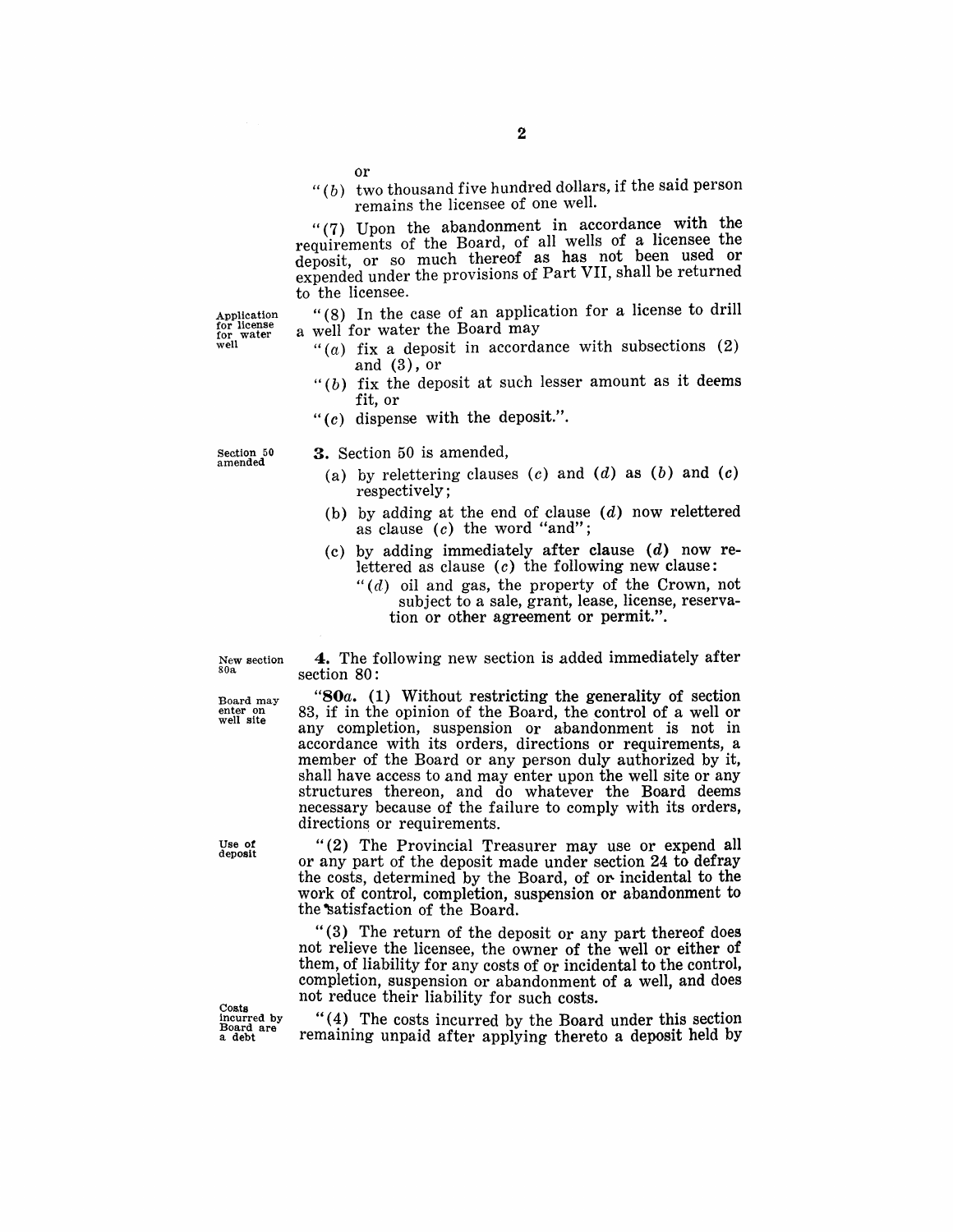or

"(*b*) two thousand five hundred dollars, if the said person remains the licensee of one well.

"(7) Upon the abandonment in accordance with the requirements of the Board, of all wells of a licensee the deposit, or so much thereof as has not been used or expended under the provisions of Part VII, shall be returned to the licensee.

Application for license for water well

"(8) In the case of an application for a license to drill a well for water the Board may

"(*a*) fix a deposit in accordance with subsections (2) and (3), or

"(*b*) fix the deposit at such lesser amount as it deems fit, or

"(*c*) dispense with the deposit.".

Section 50 amended

**3.** Section 50 is amended,

(a) by relettering clauses (*c*) and (*d*) as (*b*) and (*c*) respectively;

(b) by adding at the end of clause (*d*) now relettered as clause (*c*) the word "and";

(c) by adding immediately after clause (*d*) now relettered as clause (*c*) the following new clause:

"(*d*) oil and gas, the property of the Crown, not subject to a sale, grant, lease, license, reservation or other agreement or permit.".

New section 80a

**4.** The following new section is added immediately after section 80:

Board may enter on well site

"**80*a*.** (1) Without restricting the generality of section 83, if in the opinion of the Board, the control of a well or any completion, suspension or abandonment is not in accordance with its orders, directions or requirements, a member of the Board or any person duly authorized by it, shall have access to and may enter upon the well site or any structures thereon, and do whatever the Board deems necessary because of the failure to comply with its orders, directions or requirements.

Use of deposit

"(2) The Provincial Treasurer may use or expend all or any part of the deposit made under section 24 to defray the costs, determined by the Board, of or incidental to the work of control, completion, suspension or abandonment to the satisfaction of the Board.

"(3) The return of the deposit or any part thereof does not relieve the licensee, the owner of the well or either of them, of liability for any costs of or incidental to the control, completion, suspension or abandonment of a well, and does not reduce their liability for such costs.

Costs incurred by Board are a debt

"(4) The costs incurred by the Board under this section remaining unpaid after applying thereto a deposit held by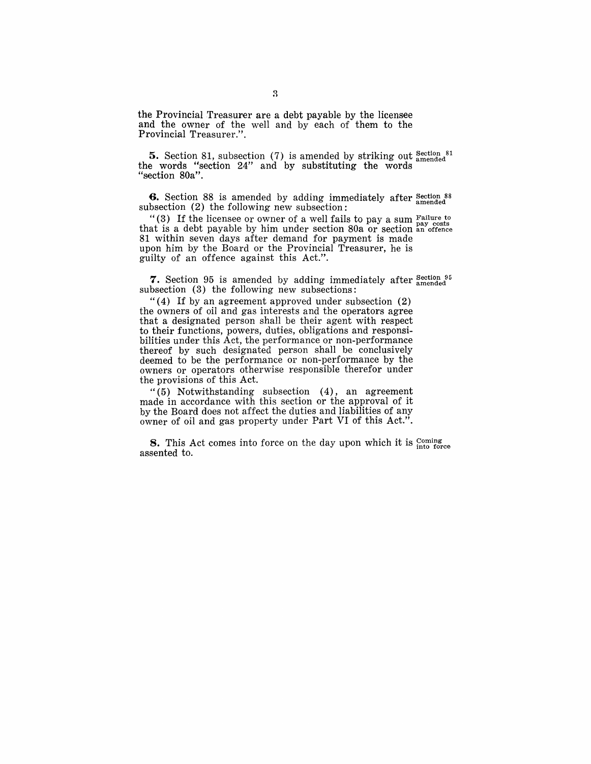the Provincial Treasurer are a debt payable by the licensee and the owner of the well and by each of them to the Provincial Treasurer.".

**5.** Section 81, subsection (7) is amended by striking out the words "section 24" and by substituting the words "section 80a".

Section 81 amended

**6.** Section 88 is amended by adding immediately after subsection (2) the following new subsection:

Section 88 amended

"(3) If the licensee or owner of a well fails to pay a sum that is a debt payable by him under section 80a or section 81 within seven days after demand for payment is made upon him by the Board or the Provincial Treasurer, he is guilty of an offence against this Act.".

Failure to pay costs an offence

**7.** Section 95 is amended by adding immediately after subsection (3) the following new subsections:

Section 95 amended

"(4) If by an agreement approved under subsection (2) the owners of oil and gas interests and the operators agree that a designated person shall be their agent with respect to their functions, powers, duties, obligations and responsibilities under this Act, the performance or non-performance thereof by such designated person shall be conclusively deemed to be the performance or non-performance by the owners or operators otherwise responsible therefor under the provisions of this Act.

"(5) Notwithstanding subsection (4), an agreement made in accordance with this section or the approval of it by the Board does not affect the duties and liabilities of any owner of oil and gas property under Part VI of this Act.".

**8.** This Act comes into force on the day upon which it is assented to.

Coming into force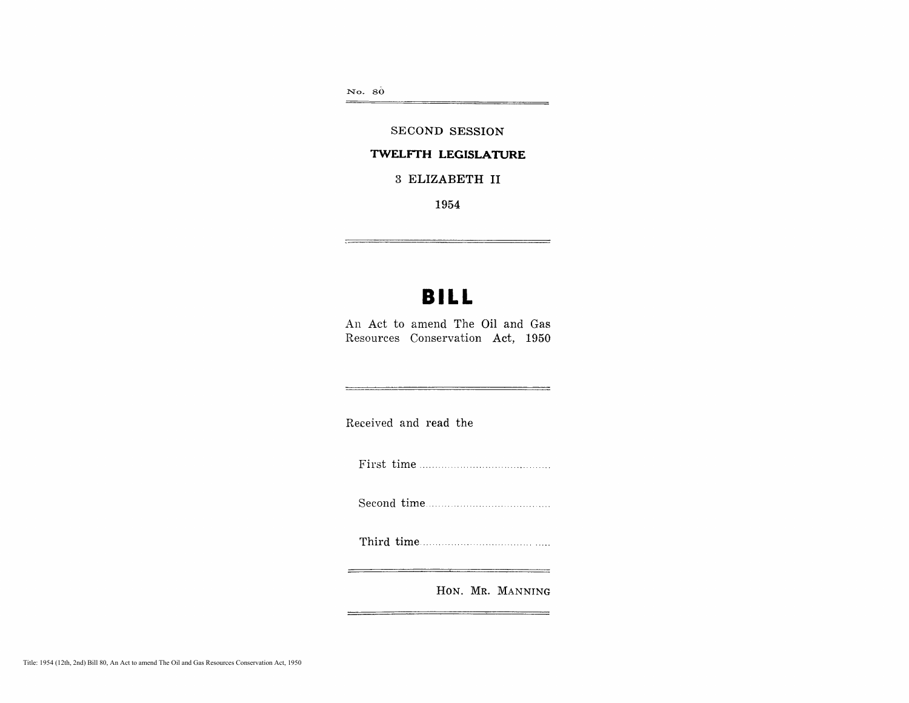No. 80

SECOND SESSION

**TWELFTH LEGISLATURE**

3 ELIZABETH II

1954

# BILL

An Act to amend The Oil and Gas Resources Conservation Act, 1950

Received and read the

First time ..........................................

Second time ..........................................

Third time ..........................................

HON. MR. MANNING

Title: 1954 (12th, 2nd) Bill 80, An Act to amend The Oil and Gas Resources Conservation Act, 1950